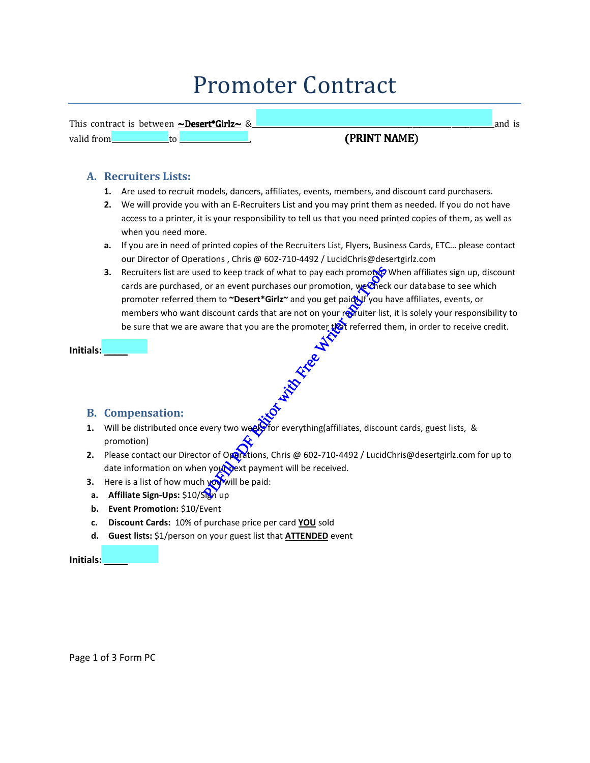# Promoter Contract

This contract is between **~Desert*Girlz~** & ________________________________________ and is valid from ____________ to ______________.                (PRINT NAME)

## A. Recruiters Lists:

1. Are used to recruit models, dancers, affiliates, events, members, and discount card purchasers.
2. We will provide you with an E-Recruiters List and you may print them as needed. If you do not have access to a printer, it is your responsibility to tell us that you need printed copies of them, as well as when you need more.
   a. If you are in need of printed copies of the Recruiters List, Flyers, Business Cards, ETC… please contact our Director of Operations , Chris @ 602-710-4492 / LucidChris@desertgirlz.com
3. Recruiters list are used to keep track of what to pay each promoter. When affiliates sign up, discount cards are purchased, or an event purchases our promotion, we check our database to see which promoter referred them to **~Desert*Girlz~** and you get paid. If you have affiliates, events, or members who want discount cards that are not on your recruiter list, it is solely your responsibility to be sure that we are aware that you are the promoter that referred them, in order to receive credit.

**Initials:** _____

## B. Compensation:

1. Will be distributed once every two weeks for everything(affiliates, discount cards, guest lists, & promotion)
2. Please contact our Director of Operations, Chris @ 602-710-4492 / LucidChris@desertgirlz.com for up to date information on when your next payment will be received.
3. Here is a list of how much you will be paid:
   a. **Affiliate Sign-Ups:** $10/Sign up
   b. **Event Promotion:** $10/Event
   c. **Discount Cards:** 10% of purchase price per card **YOU** sold
   d. **Guest lists:** $1/person on your guest list that **ATTENDED** event

**Initials:** _____

Form PC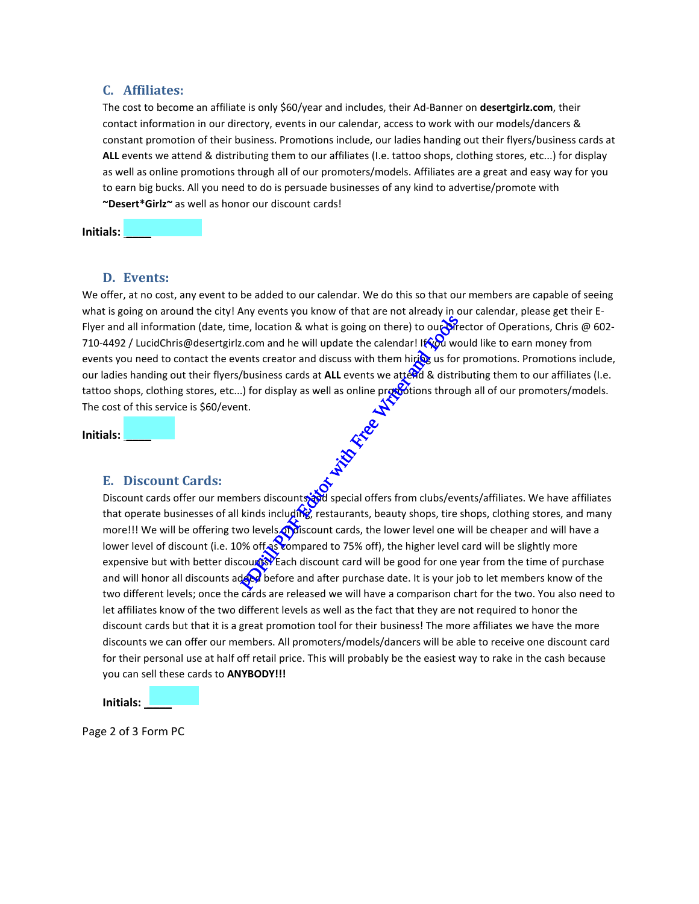## C. Affiliates:

The cost to become an affiliate is only $60/year and includes, their Ad-Banner on **desertgirlz.com**, their contact information in our directory, events in our calendar, access to work with our models/dancers & constant promotion of their business. Promotions include, our ladies handing out their flyers/business cards at **ALL** events we attend & distributing them to our affiliates (I.e. tattoo shops, clothing stores, etc...) for display as well as online promotions through all of our promoters/models. Affiliates are a great and easy way for you to earn big bucks. All you need to do is persuade businesses of any kind to advertise/promote with **~Desert*Girlz~** as well as honor our discount cards!

**Initials:** _____

## D. Events:

We offer, at no cost, any event to be added to our calendar. We do this so that our members are capable of seeing what is going on around the city! Any events you know of that are not already in our calendar, please get their E-Flyer and all information (date, time, location & what is going on there) to our Director of Operations, Chris @ 602-710-4492 / LucidChris@desertgirlz.com and he will update the calendar! If you would like to earn money from events you need to contact the events creator and discuss with them hiring us for promotions. Promotions include, our ladies handing out their flyers/business cards at **ALL** events we attend & distributing them to our affiliates (I.e. tattoo shops, clothing stores, etc...) for display as well as online promotions through all of our promoters/models. The cost of this service is $60/event.

**Initials:** _____

## E. Discount Cards:

Discount cards offer our members discounts and special offers from clubs/events/affiliates. We have affiliates that operate businesses of all kinds including, restaurants, beauty shops, tire shops, clothing stores, and many more!!! We will be offering two levels of discount cards, the lower level one will be cheaper and will have a lower level of discount (i.e. 10% off as compared to 75% off), the higher level card will be slightly more expensive but with better discounts. Each discount card will be good for one year from the time of purchase and will honor all discounts added before and after purchase date. It is your job to let members know of the two different levels; once the cards are released we will have a comparison chart for the two. You also need to let affiliates know of the two different levels as well as the fact that they are not required to honor the discount cards but that it is a great promotion tool for their business! The more affiliates we have the more discounts we can offer our members. All promoters/models/dancers will be able to receive one discount card for their personal use at half off retail price. This will probably be the easiest way to rake in the cash because you can sell these cards to **ANYBODY!!!**

**Initials:** _____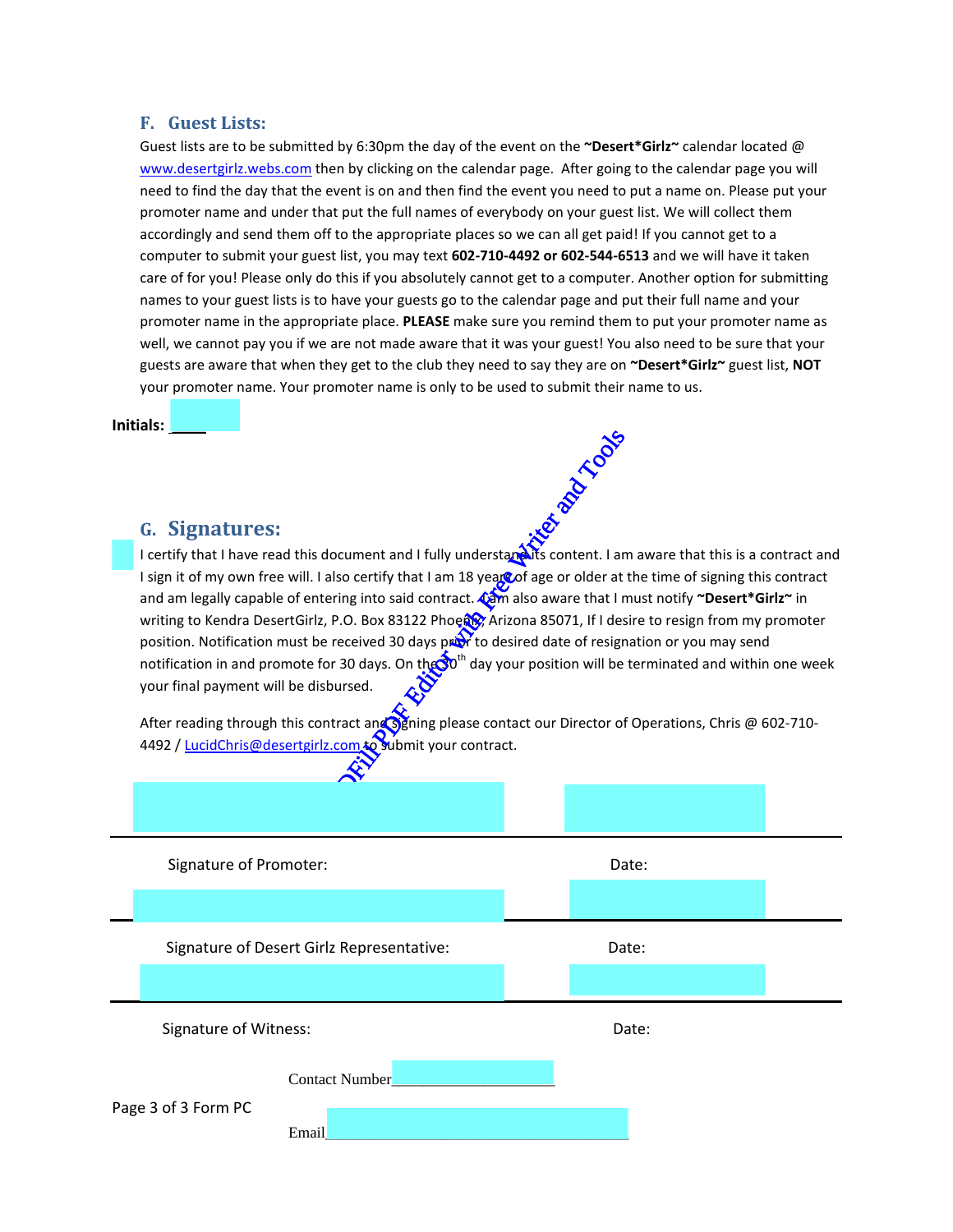## F. Guest Lists:

Guest lists are to be submitted by 6:30pm the day of the event on the **~Desert*Girlz~** calendar located @ www.desertgirlz.webs.com then by clicking on the calendar page. After going to the calendar page you will need to find the day that the event is on and then find the event you need to put a name on. Please put your promoter name and under that put the full names of everybody on your guest list. We will collect them accordingly and send them off to the appropriate places so we can all get paid! If you cannot get to a computer to submit your guest list, you may text **602-710-4492 or 602-544-6513** and we will have it taken care of for you! Please only do this if you absolutely cannot get to a computer. Another option for submitting names to your guest lists is to have your guests go to the calendar page and put their full name and your promoter name in the appropriate place. **PLEASE** make sure you remind them to put your promoter name as well, we cannot pay you if we are not made aware that it was your guest! You also need to be sure that your guests are aware that when they get to the club they need to say they are on **~Desert*Girlz~** guest list, **NOT** your promoter name. Your promoter name is only to be used to submit their name to us.

**Initials:** ____

## G. Signatures:

I certify that I have read this document and I fully understand its content. I am aware that this is a contract and I sign it of my own free will. I also certify that I am 18 years of age or older at the time of signing this contract and am legally capable of entering into said contract. I am also aware that I must notify **~Desert*Girlz~** in writing to Kendra DesertGirlz, P.O. Box 83122 Phoenix, Arizona 85071, If I desire to resign from my promoter position. Notification must be received 30 days prior to desired date of resignation or you may send notification in and promote for 30 days. On the 30th day your position will be terminated and within one week your final payment will be disbursed.

After reading through this contract and signing please contact our Director of Operations, Chris @ 602-710-4492 / LucidChris@desertgirlz.com to submit your contract.

Signature of Promoter: ____________________ Date: __________

Signature of Desert Girlz Representative: ____________________ Date: __________

Signature of Witness: ____________________ Date: __________

Contact Number____________________

Email____________________